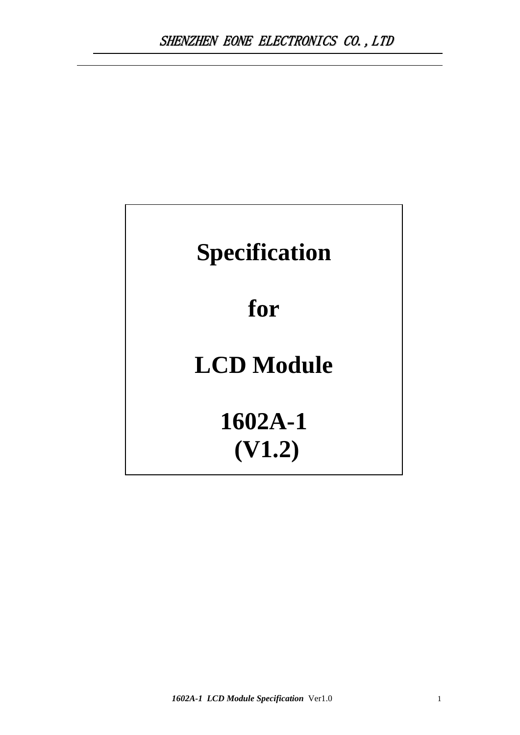SHENZHEN EONE ELECTRONICS CO.,LTD

# Specification

# for

# LCD Module

# 1602A-1 (V1.2)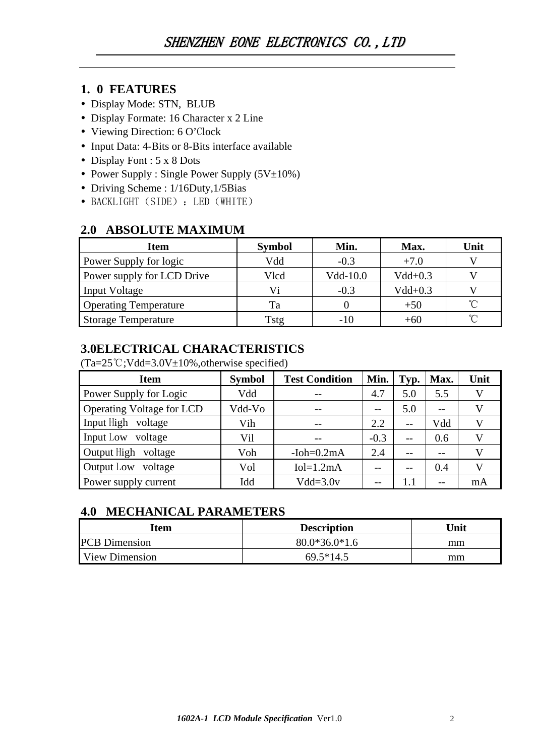## 1. 0 FEATURES

- Display Mode: STN, BLUB
- Display Formate: 16 Character x 2 Line
- Viewing Direction: 6 O'Clock
- Input Data: 4-Bits or 8-Bits interface available
- Display Font : 5 x 8 Dots
- Power Supply : Single Power Supply (5V±10%)
- Driving Scheme : 1/16Duty,1/5Bias
- BACKLIGHT（SIDE）：LED（WHITE）

## 2.0 ABSOLUTE MAXIMUM

| Item | Symbol | Min. | Max. | Unit |
|---|---|---|---|---|
| Power Supply for logic | Vdd | -0.3 | +7.0 | V |
| Power supply for LCD Drive | Vlcd | Vdd-10.0 | Vdd+0.3 | V |
| Input Voltage | Vi | -0.3 | Vdd+0.3 | V |
| Operating Temperature | Ta | 0 | +50 | ℃ |
| Storage Temperature | Tstg | -10 | +60 | ℃ |

## 3.0ELECTRICAL CHARACTERISTICS

(Ta=25℃;Vdd=3.0V±10%,otherwise specified)

| Item | Symbol | Test Condition | Min. | Typ. | Max. | Unit |
|---|---|---|---|---|---|---|
| Power Supply for Logic | Vdd | -- | 4.7 | 5.0 | 5.5 | V |
| Operating Voltage for LCD | Vdd-Vo | -- | -- | 5.0 | -- | V |
| Input High voltage | Vih | -- | 2.2 | -- | Vdd | V |
| Input Low voltage | Vil | -- | -0.3 | -- | 0.6 | V |
| Output High voltage | Voh | -Ioh=0.2mA | 2.4 | -- | -- | V |
| Output Low voltage | Vol | Iol=1.2mA | -- | -- | 0.4 | V |
| Power supply current | Idd | Vdd=3.0v | -- | 1.1 | -- | mA |

## 4.0 MECHANICAL PARAMETERS

| Item | Description | Unit |
|---|---|---|
| PCB Dimension | 80.0*36.0*1.6 | mm |
| View Dimension | 69.5*14.5 | mm |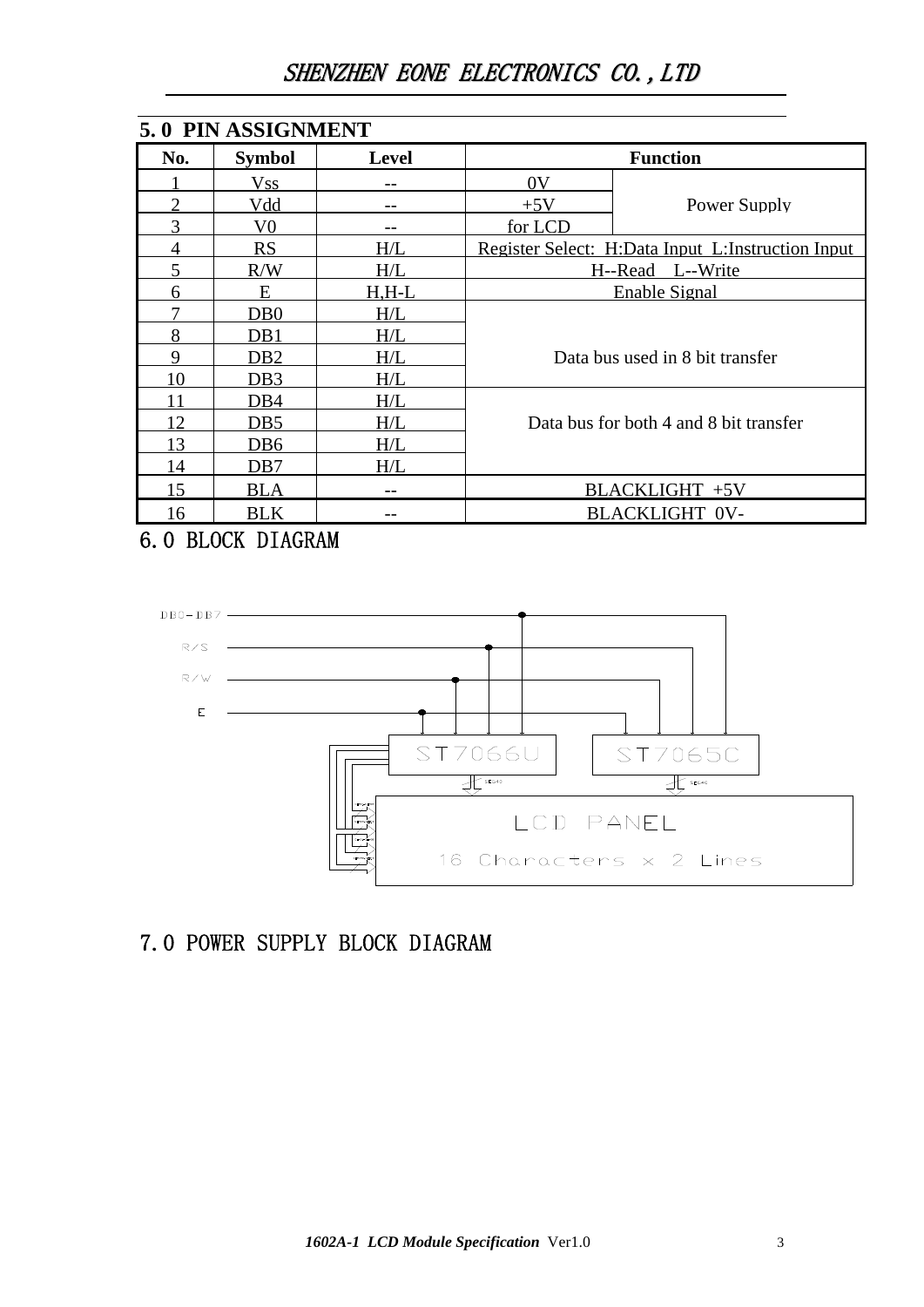## 5.0 PIN ASSIGNMENT

| No. | Symbol | Level | Function | |
|---|---|---|---|---|
| 1 | Vss | -- | 0V | Power Supply |
| 2 | Vdd | -- | +5V | |
| 3 | V0 | -- | for LCD | |
| 4 | RS | H/L | Register Select: H:Data Input L:Instruction Input | |
| 5 | R/W | H/L | H--Read L--Write | |
| 6 | E | H,H-L | Enable Signal | |
| 7 | DB0 | H/L | Data bus used in 8 bit transfer | |
| 8 | DB1 | H/L | | |
| 9 | DB2 | H/L | | |
| 10 | DB3 | H/L | | |
| 11 | DB4 | H/L | Data bus for both 4 and 8 bit transfer | |
| 12 | DB5 | H/L | | |
| 13 | DB6 | H/L | | |
| 14 | DB7 | H/L | | |
| 15 | BLA | -- | BLACKLIGHT +5V | |
| 16 | BLK | -- | BLACKLIGHT 0V- | |

## 6.0 BLOCK DIAGRAM

DB0～DB7

R/S

R/W

E

ST7066U

ST7065C

SEG40

SEG40

LCD PANEL

16 Characters x 2 Lines

## 7.0 POWER SUPPLY BLOCK DIAGRAM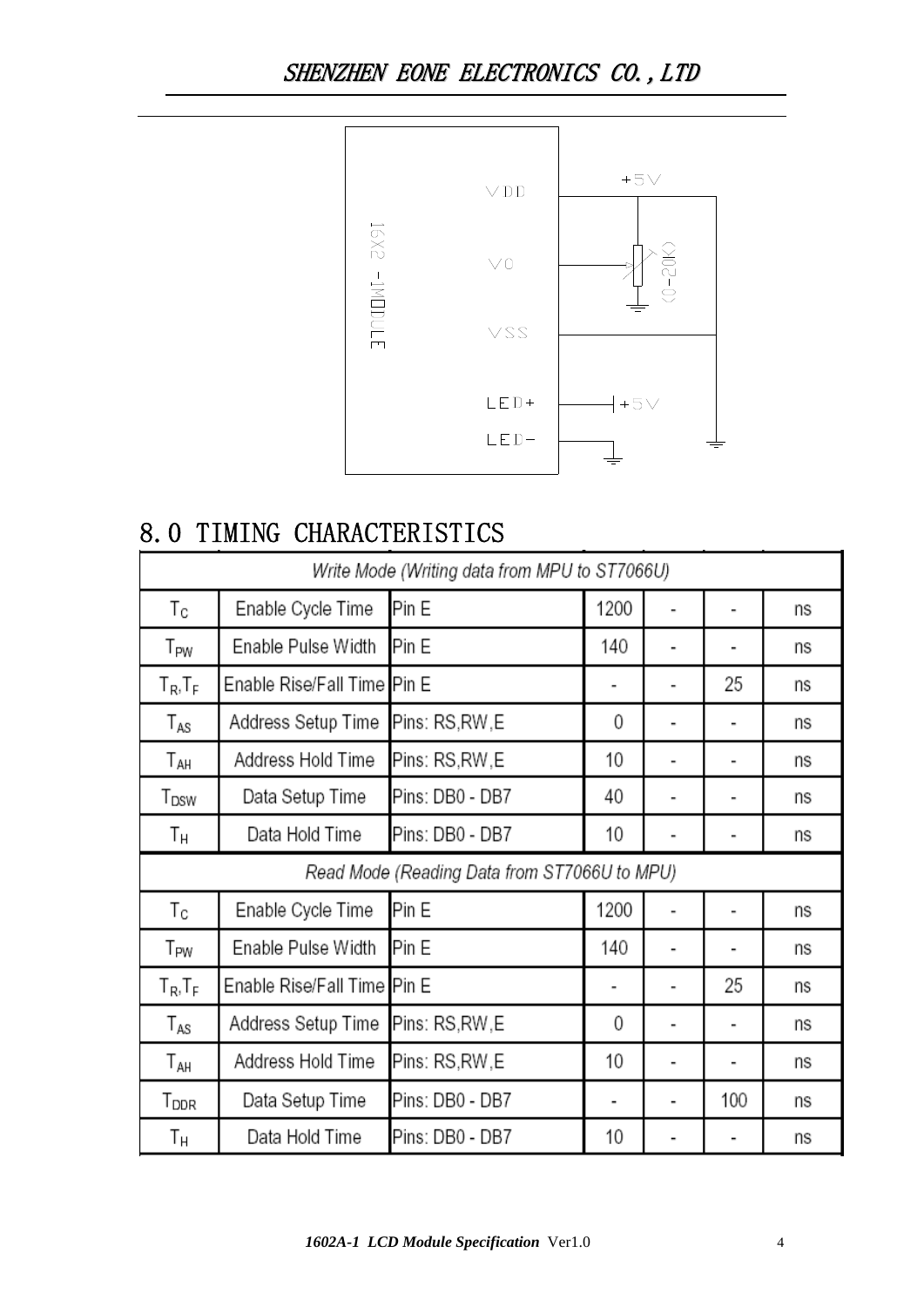# 8.0 TIMING CHARACTERISTICS

| Write Mode (Writing data from MPU to ST7066U) | | | | | | |
|---|---|---|---|---|---|---|
| $T_C$ | Enable Cycle Time | Pin E | 1200 | - | - | ns |
| $T_{PW}$ | Enable Pulse Width | Pin E | 140 | - | - | ns |
| $T_R, T_F$ | Enable Rise/Fall Time | Pin E | - | - | 25 | ns |
| $T_{AS}$ | Address Setup Time | Pins: RS,RW,E | 0 | - | - | ns |
| $T_{AH}$ | Address Hold Time | Pins: RS,RW,E | 10 | - | - | ns |
| $T_{DSW}$ | Data Setup Time | Pins: DB0 - DB7 | 40 | - | - | ns |
| $T_H$ | Data Hold Time | Pins: DB0 - DB7 | 10 | - | - | ns |
| Read Mode (Reading Data from ST7066U to MPU) | | | | | | |
| $T_C$ | Enable Cycle Time | Pin E | 1200 | - | - | ns |
| $T_{PW}$ | Enable Pulse Width | Pin E | 140 | - | - | ns |
| $T_R, T_F$ | Enable Rise/Fall Time | Pin E | - | - | 25 | ns |
| $T_{AS}$ | Address Setup Time | Pins: RS,RW,E | 0 | - | - | ns |
| $T_{AH}$ | Address Hold Time | Pins: RS,RW,E | 10 | - | - | ns |
| $T_{DDR}$ | Data Setup Time | Pins: DB0 - DB7 | - | - | 100 | ns |
| $T_H$ | Data Hold Time | Pins: DB0 - DB7 | 10 | - | - | ns |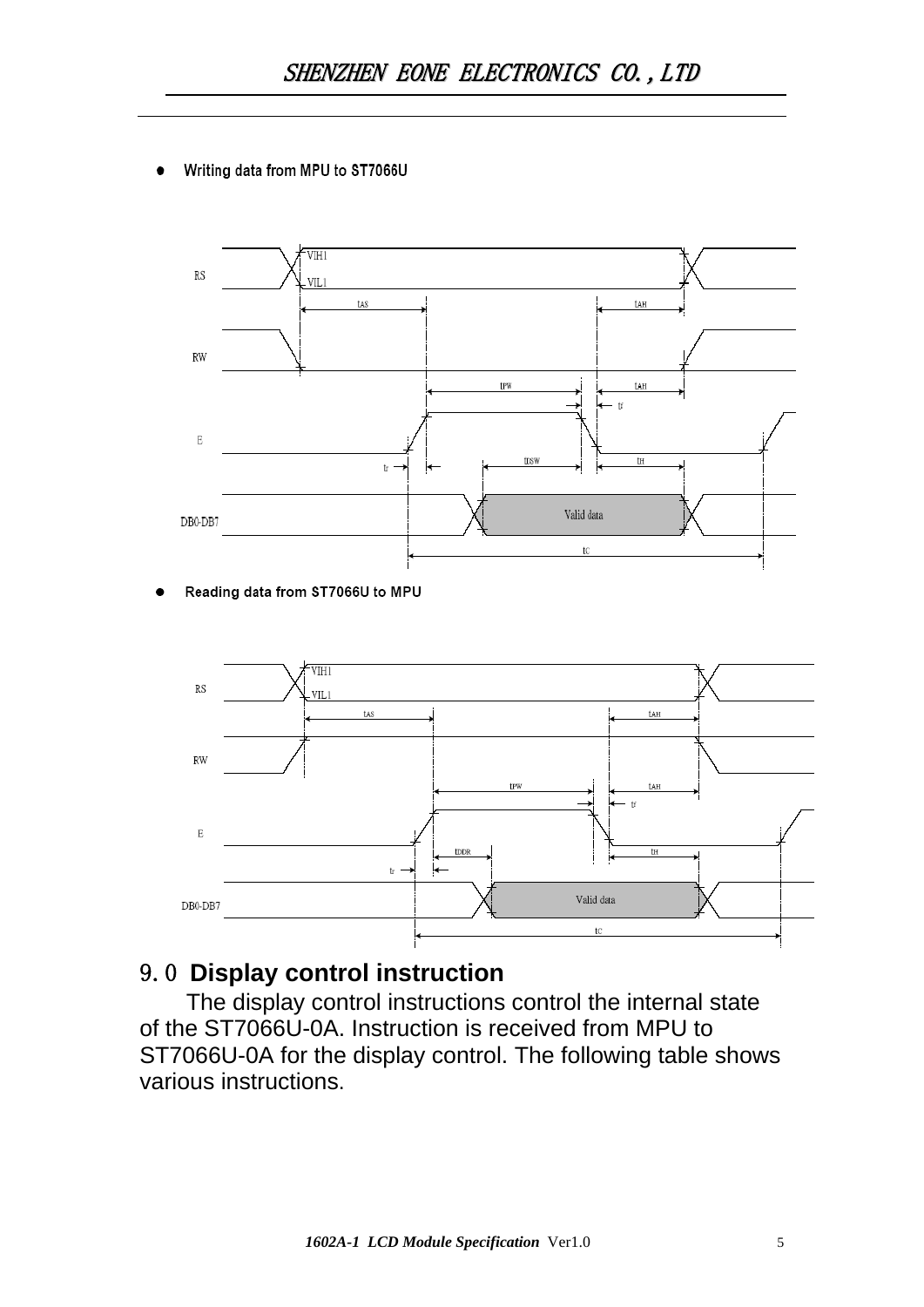- **Writing data from MPU to ST7066U**

- **Reading data from ST7066U to MPU**

## 9. 0 Display control instruction

The display control instructions control the internal state of the ST7066U-0A. Instruction is received from MPU to ST7066U-0A for the display control. The following table shows various instructions.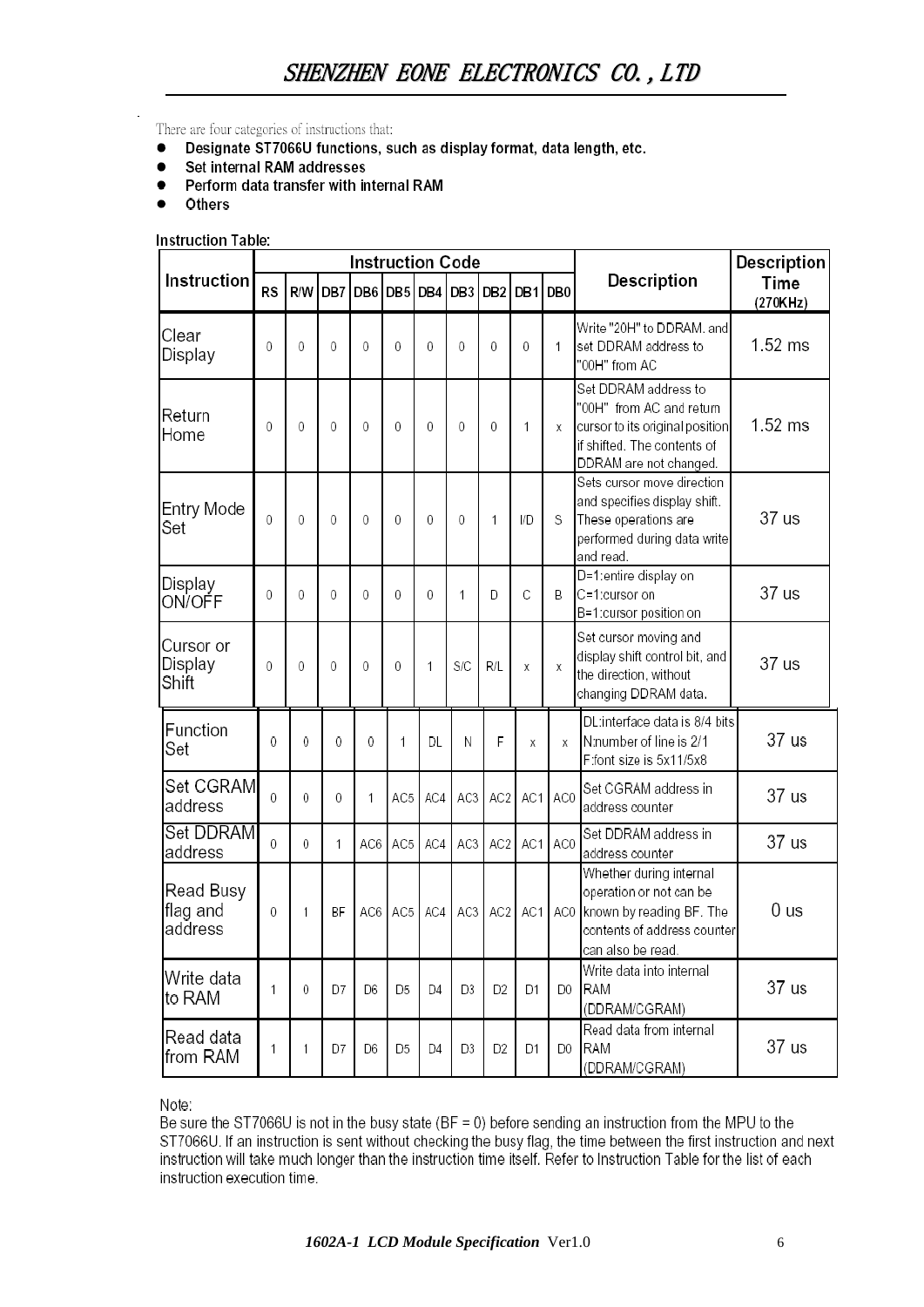There are four categories of instructions that:

- Designate ST7066U functions, such as display format, data length, etc.
- Set internal RAM addresses
- Perform data transfer with internal RAM
- Others

**Instruction Table:**

| Instruction | RS | R/W | DB7 | DB6 | DB5 | DB4 | DB3 | DB2 | DB1 | DB0 | Description | Description Time (270KHz) |
|---|---|---|---|---|---|---|---|---|---|---|---|---|
| Clear Display | 0 | 0 | 0 | 0 | 0 | 0 | 0 | 0 | 0 | 1 | Write "20H" to DDRAM. and set DDRAM address to "00H" from AC | 1.52 ms |
| Return Home | 0 | 0 | 0 | 0 | 0 | 0 | 0 | 0 | 1 | x | Set DDRAM address to "00H" from AC and return cursor to its original position if shifted. The contents of DDRAM are not changed. | 1.52 ms |
| Entry Mode Set | 0 | 0 | 0 | 0 | 0 | 0 | 0 | 1 | I/D | S | Sets cursor move direction and specifies display shift. These operations are performed during data write and read. | 37 us |
| Display ON/OFF | 0 | 0 | 0 | 0 | 0 | 0 | 1 | D | C | B | D=1:entire display on C=1:cursor on B=1:cursor position on | 37 us |
| Cursor or Display Shift | 0 | 0 | 0 | 0 | 0 | 1 | S/C | R/L | x | x | Set cursor moving and display shift control bit, and the direction, without changing DDRAM data. | 37 us |
| Function Set | 0 | 0 | 0 | 0 | 1 | DL | N | F | x | x | DL:interface data is 8/4 bits N:number of line is 2/1 F:font size is 5x11/5x8 | 37 us |
| Set CGRAM address | 0 | 0 | 0 | 1 | AC5 | AC4 | AC3 | AC2 | AC1 | AC0 | Set CGRAM address in address counter | 37 us |
| Set DDRAM address | 0 | 0 | 1 | AC6 | AC5 | AC4 | AC3 | AC2 | AC1 | AC0 | Set DDRAM address in address counter | 37 us |
| Read Busy flag and address | 0 | 1 | BF | AC6 | AC5 | AC4 | AC3 | AC2 | AC1 | AC0 | Whether during internal operation or not can be known by reading BF. The contents of address counter can also be read. | 0 us |
| Write data to RAM | 1 | 0 | D7 | D6 | D5 | D4 | D3 | D2 | D1 | D0 | Write data into internal RAM (DDRAM/CGRAM) | 37 us |
| Read data from RAM | 1 | 1 | D7 | D6 | D5 | D4 | D3 | D2 | D1 | D0 | Read data from internal RAM (DDRAM/CGRAM) | 37 us |

Note:
Be sure the ST7066U is not in the busy state (BF = 0) before sending an instruction from the MPU to the ST7066U. If an instruction is sent without checking the busy flag, the time between the first instruction and next instruction will take much longer than the instruction time itself. Refer to Instruction Table for the list of each instruction execution time.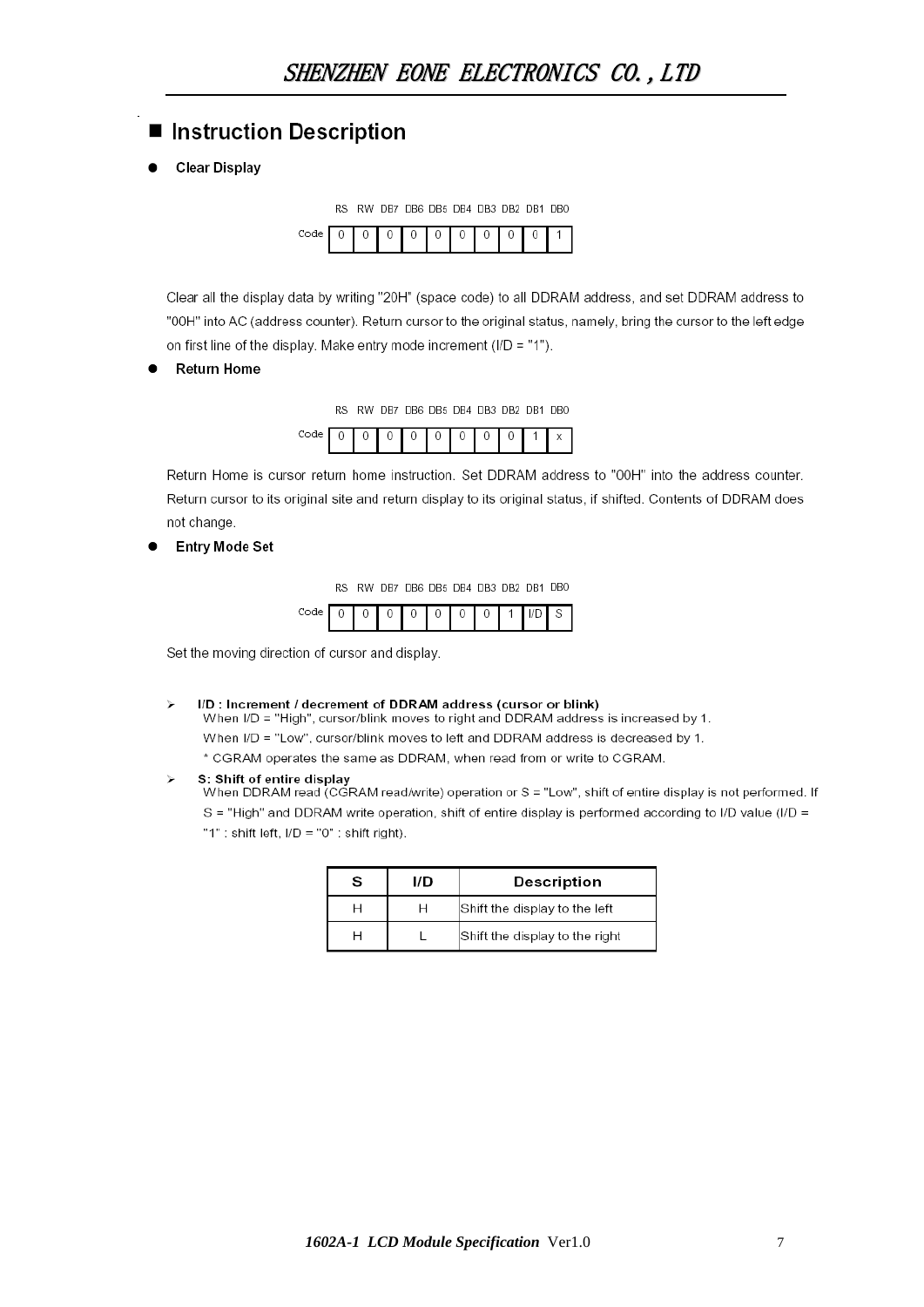## Instruction Description

- **Clear Display**

| | RS | RW | DB7 | DB6 | DB5 | DB4 | DB3 | DB2 | DB1 | DB0 |
|---|---|---|---|---|---|---|---|---|---|---|
| Code | 0 | 0 | 0 | 0 | 0 | 0 | 0 | 0 | 0 | 1 |

Clear all the display data by writing "20H" (space code) to all DDRAM address, and set DDRAM address to "00H" into AC (address counter). Return cursor to the original status, namely, bring the cursor to the left edge on first line of the display. Make entry mode increment (I/D = "1").

- **Return Home**

| | RS | RW | DB7 | DB6 | DB5 | DB4 | DB3 | DB2 | DB1 | DB0 |
|---|---|---|---|---|---|---|---|---|---|---|
| Code | 0 | 0 | 0 | 0 | 0 | 0 | 0 | 0 | 1 | x |

Return Home is cursor return home instruction. Set DDRAM address to "00H" into the address counter. Return cursor to its original site and return display to its original status, if shifted. Contents of DDRAM does not change.

- **Entry Mode Set**

| | RS | RW | DB7 | DB6 | DB5 | DB4 | DB3 | DB2 | DB1 | DB0 |
|---|---|---|---|---|---|---|---|---|---|---|
| Code | 0 | 0 | 0 | 0 | 0 | 0 | 0 | 1 | I/D | S |

Set the moving direction of cursor and display.

- **I/D : Increment / decrement of DDRAM address (cursor or blink)**
  When I/D = "High", cursor/blink moves to right and DDRAM address is increased by 1.
  When I/D = "Low", cursor/blink moves to left and DDRAM address is decreased by 1.
  * CGRAM operates the same as DDRAM, when read from or write to CGRAM.
- **S: Shift of entire display**
  When DDRAM read (CGRAM read/write) operation or S = "Low", shift of entire display is not performed. If S = "High" and DDRAM write operation, shift of entire display is performed according to I/D value (I/D = "1" : shift left, I/D = "0" : shift right).

| S | I/D | Description |
|---|---|---|
| H | H | Shift the display to the left |
| H | L | Shift the display to the right |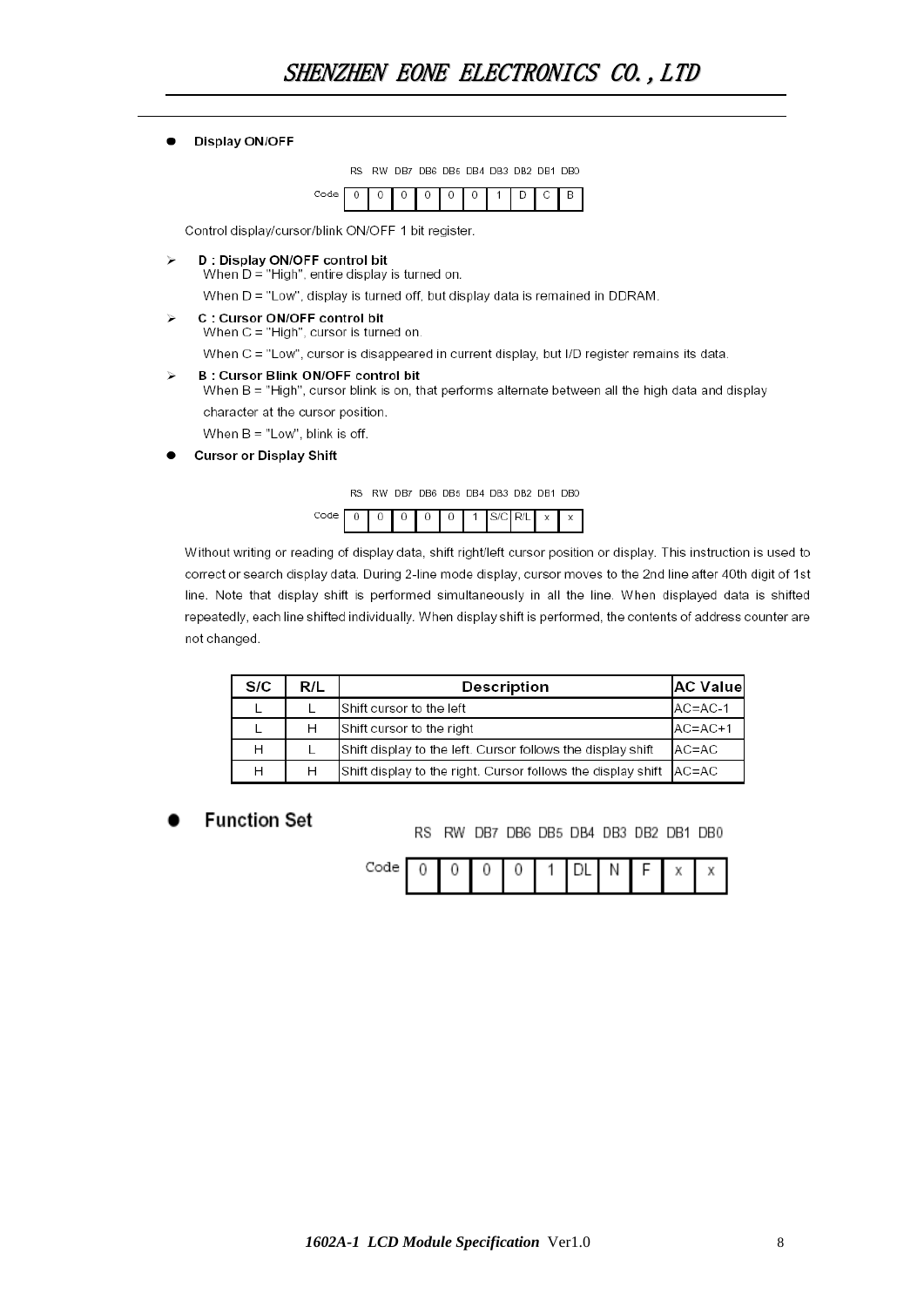- **Display ON/OFF**

| | RS | RW | DB7 | DB6 | DB5 | DB4 | DB3 | DB2 | DB1 | DB0 |
|---|---|---|---|---|---|---|---|---|---|---|
| Code | 0 | 0 | 0 | 0 | 0 | 0 | 1 | D | C | B |

Control display/cursor/blink ON/OFF 1 bit register.

- **D : Display ON/OFF control bit**
  When D = "High", entire display is turned on.
  When D = "Low", display is turned off, but display data is remained in DDRAM.
- **C : Cursor ON/OFF control bit**
  When C = "High", cursor is turned on.
  When C = "Low", cursor is disappeared in current display, but I/D register remains its data.
- **B : Cursor Blink ON/OFF control bit**
  When B = "High", cursor blink is on, that performs alternate between all the high data and display character at the cursor position.
  When B = "Low", blink is off.

- **Cursor or Display Shift**

| | RS | RW | DB7 | DB6 | DB5 | DB4 | DB3 | DB2 | DB1 | DB0 |
|---|---|---|---|---|---|---|---|---|---|---|
| Code | 0 | 0 | 0 | 0 | 0 | 1 | S/C | R/L | x | x |

Without writing or reading of display data, shift right/left cursor position or display. This instruction is used to correct or search display data. During 2-line mode display, cursor moves to the 2nd line after 40th digit of 1st line. Note that display shift is performed simultaneously in all the line. When displayed data is shifted repeatedly, each line shifted individually. When display shift is performed, the contents of address counter are not changed.

| S/C | R/L | Description | AC Value |
|---|---|---|---|
| L | L | Shift cursor to the left | AC=AC-1 |
| L | H | Shift cursor to the right | AC=AC+1 |
| H | L | Shift display to the left. Cursor follows the display shift | AC=AC |
| H | H | Shift display to the right. Cursor follows the display shift | AC=AC |

- **Function Set**

| | RS | RW | DB7 | DB6 | DB5 | DB4 | DB3 | DB2 | DB1 | DB0 |
|---|---|---|---|---|---|---|---|---|---|---|
| Code | 0 | 0 | 0 | 0 | 1 | DL | N | F | x | x |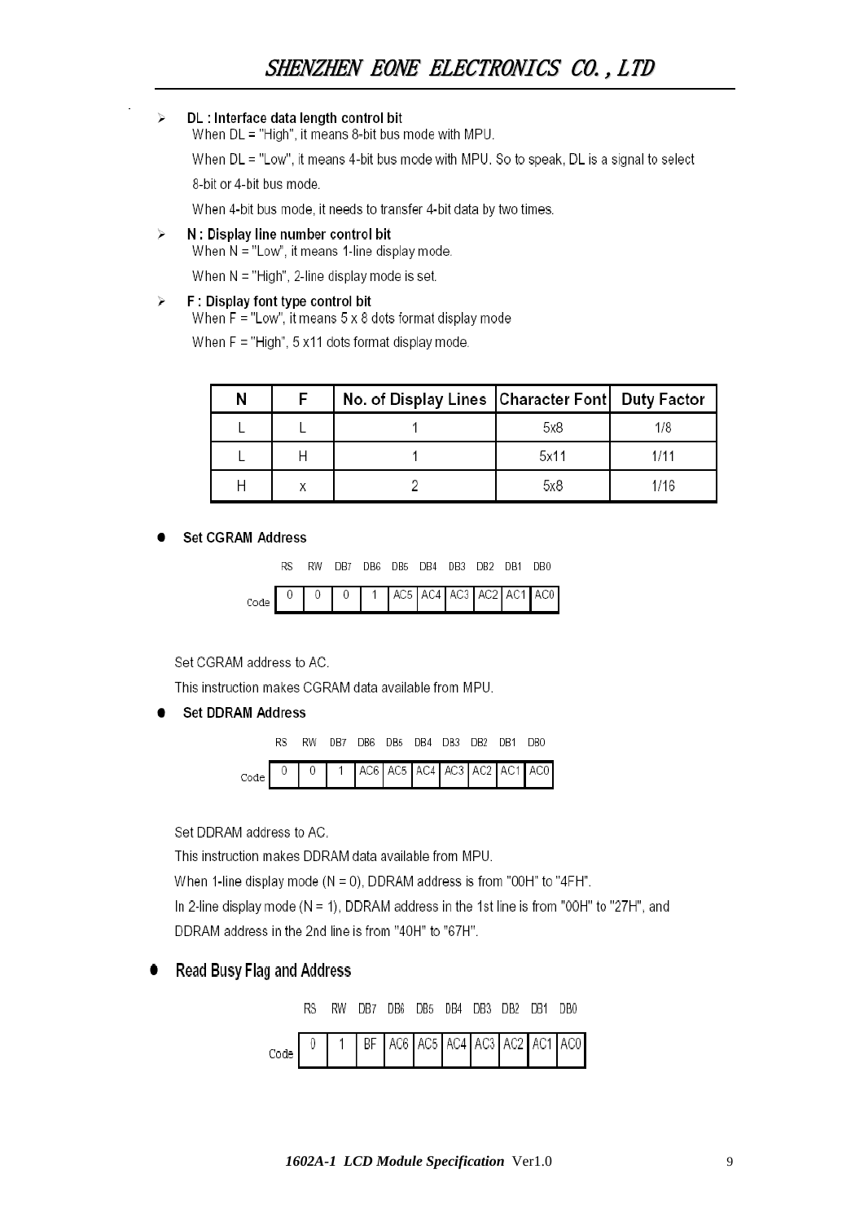- **DL : Interface data length control bit**

  When DL = "High", it means 8-bit bus mode with MPU.

  When DL = "Low", it means 4-bit bus mode with MPU. So to speak, DL is a signal to select 8-bit or 4-bit bus mode.

  When 4-bit bus mode, it needs to transfer 4-bit data by two times.

- **N : Display line number control bit**

  When N = "Low", it means 1-line display mode.

  When N = "High", 2-line display mode is set.

- **F : Display font type control bit**

  When F = "Low", it means 5 x 8 dots format display mode

  When F = "High", 5 x11 dots format display mode.

| N | F | No. of Display Lines | Character Font | Duty Factor |
|---|---|---|---|---|
| L | L | 1 | 5x8 | 1/8 |
| L | H | 1 | 5x11 | 1/11 |
| H | x | 2 | 5x8 | 1/16 |

- **Set CGRAM Address**

| | RS | RW | DB7 | DB6 | DB5 | DB4 | DB3 | DB2 | DB1 | DB0 |
|---|---|---|---|---|---|---|---|---|---|---|
| Code | 0 | 0 | 0 | 1 | AC5 | AC4 | AC3 | AC2 | AC1 | AC0 |

Set CGRAM address to AC.

This instruction makes CGRAM data available from MPU.

- **Set DDRAM Address**

| | RS | RW | DB7 | DB6 | DB5 | DB4 | DB3 | DB2 | DB1 | DB0 |
|---|---|---|---|---|---|---|---|---|---|---|
| Code | 0 | 0 | 1 | AC6 | AC5 | AC4 | AC3 | AC2 | AC1 | AC0 |

Set DDRAM address to AC.

This instruction makes DDRAM data available from MPU.

When 1-line display mode (N = 0), DDRAM address is from "00H" to "4FH".

In 2-line display mode (N = 1), DDRAM address in the 1st line is from "00H" to "27H", and DDRAM address in the 2nd line is from "40H" to "67H".

- **Read Busy Flag and Address**

| | RS | RW | DB7 | DB6 | DB5 | DB4 | DB3 | DB2 | DB1 | DB0 |
|---|---|---|---|---|---|---|---|---|---|---|
| Code | 0 | 1 | BF | AC6 | AC5 | AC4 | AC3 | AC2 | AC1 | AC0 |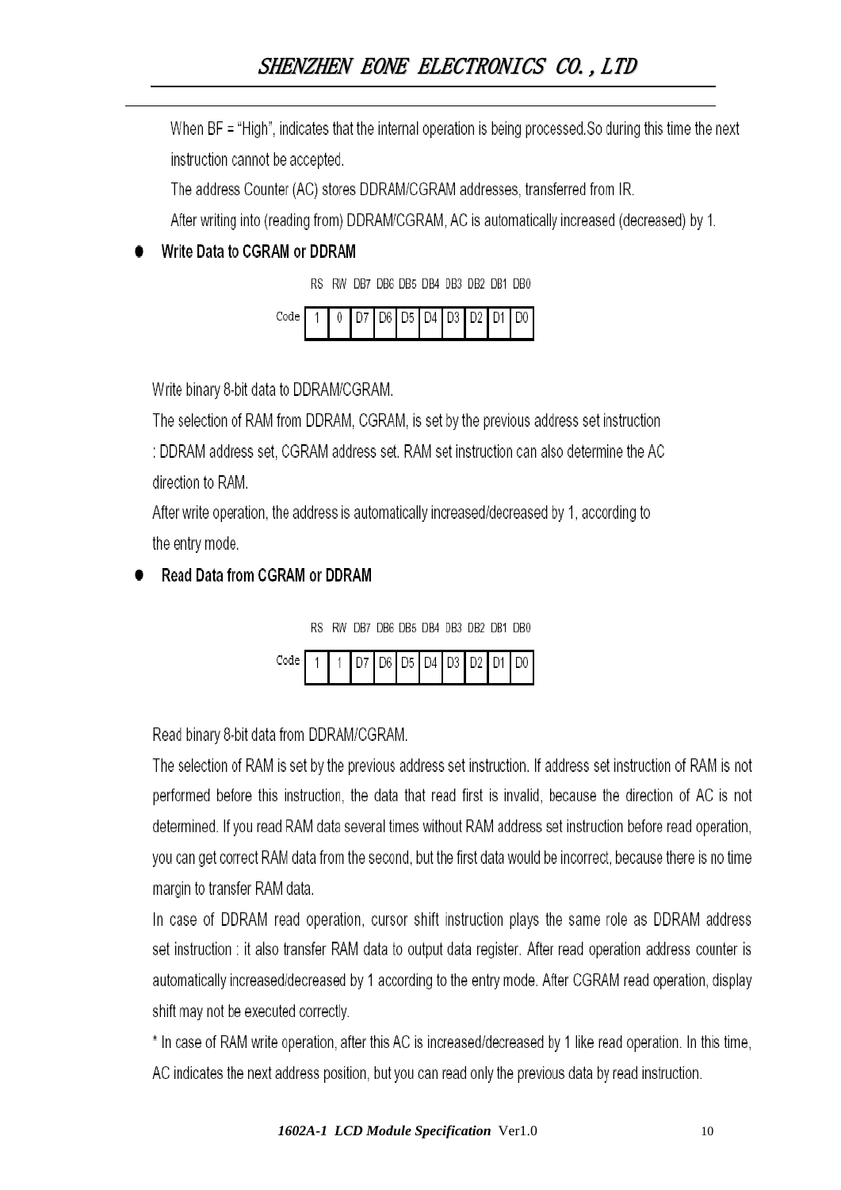When BF = "High", indicates that the internal operation is being processed.So during this time the next instruction cannot be accepted.

The address Counter (AC) stores DDRAM/CGRAM addresses, transferred from IR.

After writing into (reading from) DDRAM/CGRAM, AC is automatically increased (decreased) by 1.

- **Write Data to CGRAM or DDRAM**

| | RS | RW | DB7 | DB6 | DB5 | DB4 | DB3 | DB2 | DB1 | DB0 |
|---|---|---|---|---|---|---|---|---|---|---|
| Code | 1 | 0 | D7 | D6 | D5 | D4 | D3 | D2 | D1 | D0 |

Write binary 8-bit data to DDRAM/CGRAM.

The selection of RAM from DDRAM, CGRAM, is set by the previous address set instruction : DDRAM address set, CGRAM address set. RAM set instruction can also determine the AC direction to RAM.

After write operation, the address is automatically increased/decreased by 1, according to the entry mode.

- **Read Data from CGRAM or DDRAM**

| | RS | RW | DB7 | DB6 | DB5 | DB4 | DB3 | DB2 | DB1 | DB0 |
|---|---|---|---|---|---|---|---|---|---|---|
| Code | 1 | 1 | D7 | D6 | D5 | D4 | D3 | D2 | D1 | D0 |

Read binary 8-bit data from DDRAM/CGRAM.

The selection of RAM is set by the previous address set instruction. If address set instruction of RAM is not performed before this instruction, the data that read first is invalid, because the direction of AC is not determined. If you read RAM data several times without RAM address set instruction before read operation, you can get correct RAM data from the second, but the first data would be incorrect, because there is no time margin to transfer RAM data.

In case of DDRAM read operation, cursor shift instruction plays the same role as DDRAM address set instruction : it also transfer RAM data to output data register. After read operation address counter is automatically increased/decreased by 1 according to the entry mode. After CGRAM read operation, display shift may not be executed correctly.

* In case of RAM write operation, after this AC is increased/decreased by 1 like read operation. In this time, AC indicates the next address position, but you can read only the previous data by read instruction.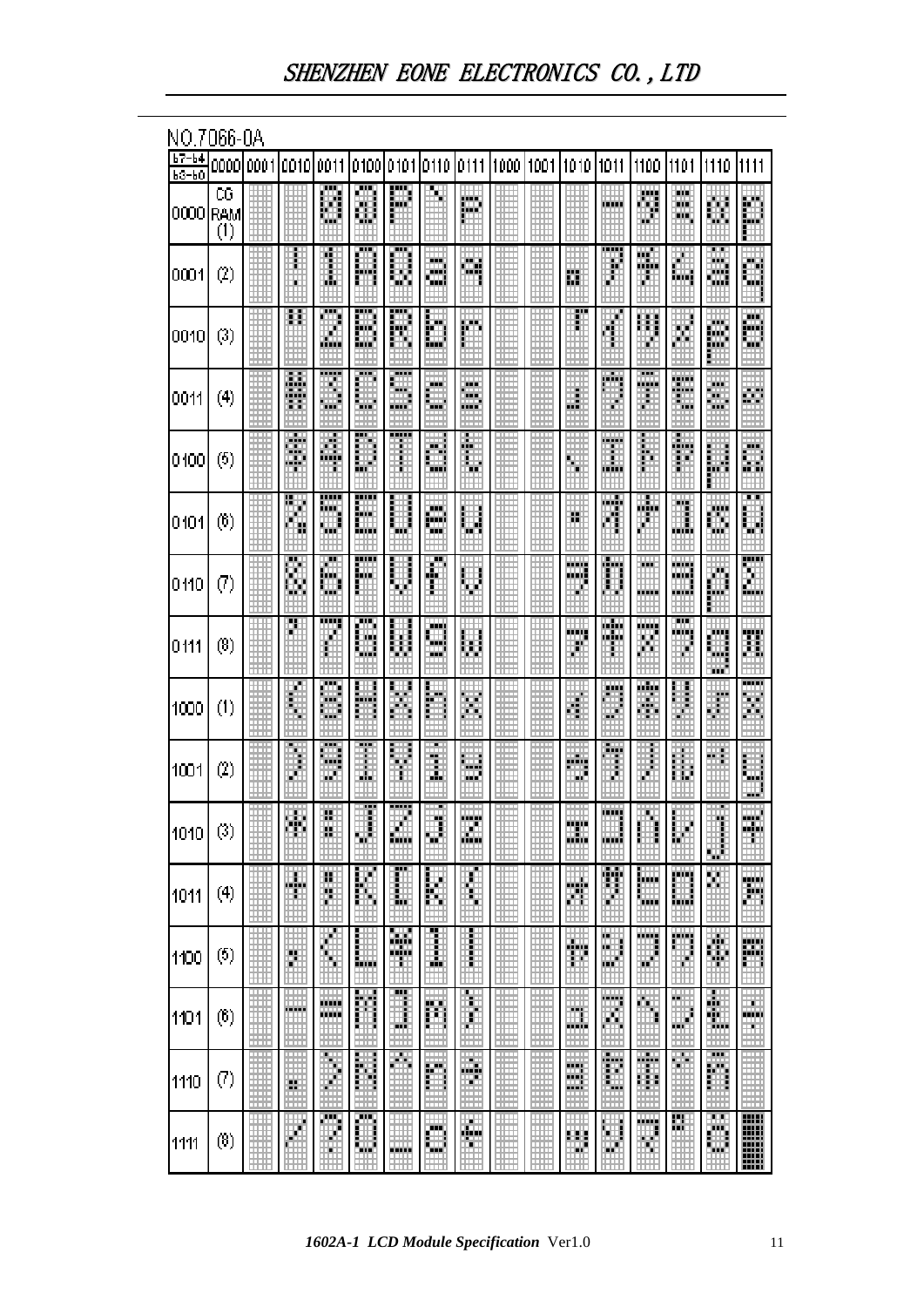NO.7066-0A

| b7-b4 / b3-b0 | 0000 | 0001 | 0010 | 0011 | 0100 | 0101 | 0110 | 0111 | 1000 | 1001 | 1010 | 1011 | 1100 | 1101 | 1110 | 1111 |
|---|---|---|---|---|---|---|---|---|---|---|---|---|---|---|---|---|
| 0000 | CG RAM (1) | | | 0 | @ | P | ` | p | | | | ー | タ | ミ | α | p |
| 0001 | (2) | | ! | 1 | A | Q | a | q | | | 。 | ア | チ | ム | ä | q |
| 0010 | (3) | | " | 2 | B | R | b | r | | | 「 | イ | ツ | メ | β | θ |
| 0011 | (4) | | # | 3 | C | S | c | s | | | 」 | ウ | テ | モ | ε | ∞ |
| 0100 | (5) | | $ | 4 | D | T | d | t | | | 、 | エ | ト | ヤ | μ | Ω |
| 0101 | (6) | | % | 5 | E | U | e | u | | | ・ | オ | ナ | ユ | σ | ü |
| 0110 | (7) | | & | 6 | F | V | f | v | | | ヲ | カ | ニ | ヨ | ρ | Σ |
| 0111 | (8) | | ' | 7 | G | W | g | w | | | ァ | キ | ヌ | ラ | g | π |
| 1000 | (1) | | ( | 8 | H | X | h | x | | | ィ | ク | ネ | リ | √ | x̄ |
| 1001 | (2) | | ) | 9 | I | Y | i | y | | | ゥ | ケ | ノ | ル | $^{-1}$ | y |
| 1010 | (3) | | * | : | J | Z | j | z | | | ェ | コ | ハ | レ | j | 千 |
| 1011 | (4) | | + | ; | K | [ | k | { | | | ォ | サ | ヒ | ロ | $^{x}$ | 万 |
| 1100 | (5) | | , | < | L | ¥ | l | \| | | | ャ | シ | フ | ワ | ¢ | 円 |
| 1101 | (6) | | - | = | M | ] | m | } | | | ュ | ス | ヘ | ン | £ | ÷ |
| 1110 | (7) | | . | > | N | ^ | n | → | | | ョ | セ | ホ | ゛ | ñ | |
| 1111 | (8) | | / | ? | O | _ | o | ← | | | ッ | ソ | マ | ゜ | ö | █ |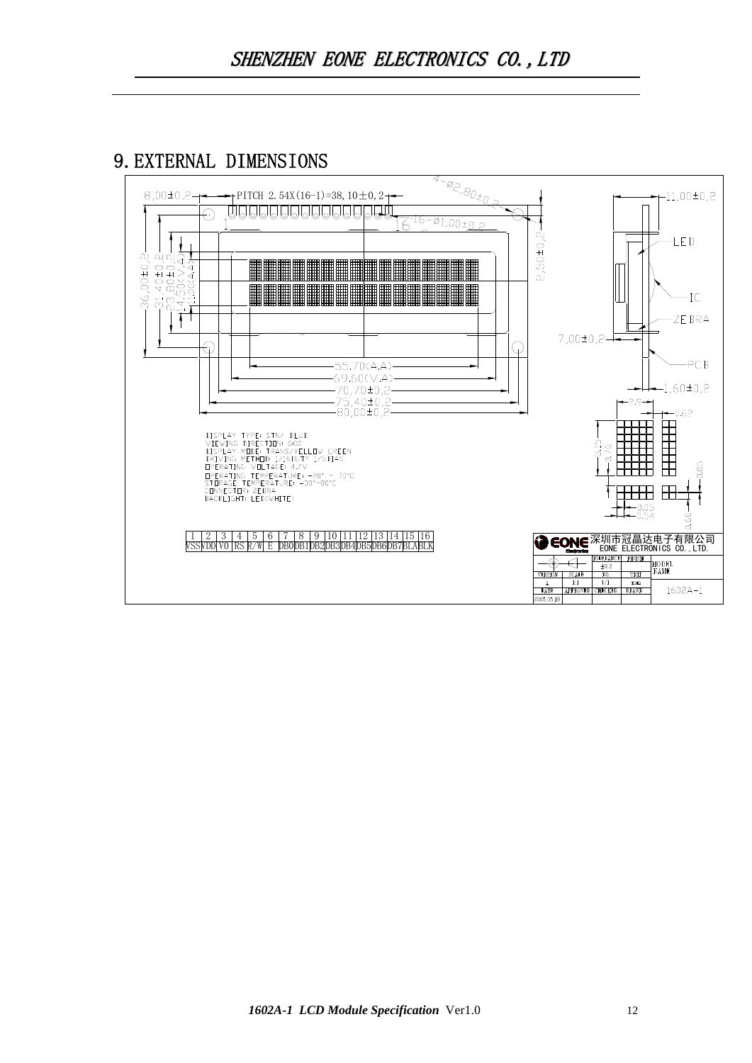## 9. EXTERNAL DIMENSIONS

8.00±0.2

PITCH 2.54X(16-1)=38.10±0.2

4-Ø2.80±0.2

16-Ø1.00±0.2

1

16

11.00±0.2

2.50±0.2

LED

IC

ZEBRA

PCB

36.00±0.2

31.40±0.2

23.80(V.A)

14.50(V.A)

11.00(A.A)

7.00±0.2

55.70(A.A)

69.60(V.A)

70.70±0.2

75.40±0.2

80.00±0.2

1.60±0.2

2.9

0.62

5.15

0.70

0.05

0.55

0.54

0.60

DISPLAY TYPE: STN/ BLUE
VIEWING DIRECTION: 6:00
DISPLAY MODE: TRANS/YELLOW GREEN
DRIVING METHOD: 1/16DUTY 1/5BIAS
OPERATING VOLTAGE: 4.7V
OPERATING TEMPERATURE: -20° ~ 70°C
STORAGE TEMPERATURE: -30°~80°C
CONNECTOR: ZEBRA
BACKLIGHT: LED(WHITE)

| 1 | 2 | 3 | 4 | 5 | 6 | 7 | 8 | 9 | 10 | 11 | 12 | 13 | 14 | 15 | 16 |
|---|---|---|---|---|---|---|---|---|---|---|---|---|---|---|---|
| VSS | VDD | V0 | RS | R/W | E | DB0 | DB1 | DB2 | DB3 | DB4 | DB5 | DB6 | DB7 | BLA | BLK |

EONE 深圳市冠晶达电子有限公司
EONE ELECTRONICS CO., LTD.

| | | TOLERANCE | FINISH | MODEL NAME |
|---|---|---|---|---|
| | | ±0.2 | | |
| VERSION | SCALE | NO. | UNIT | |
| A | 1:1 | 1/1 | mm | |
| DATE | APPROVED | CHECKED | DRAWN | 1602A-1 |
| 2006.05.19 | | | | |